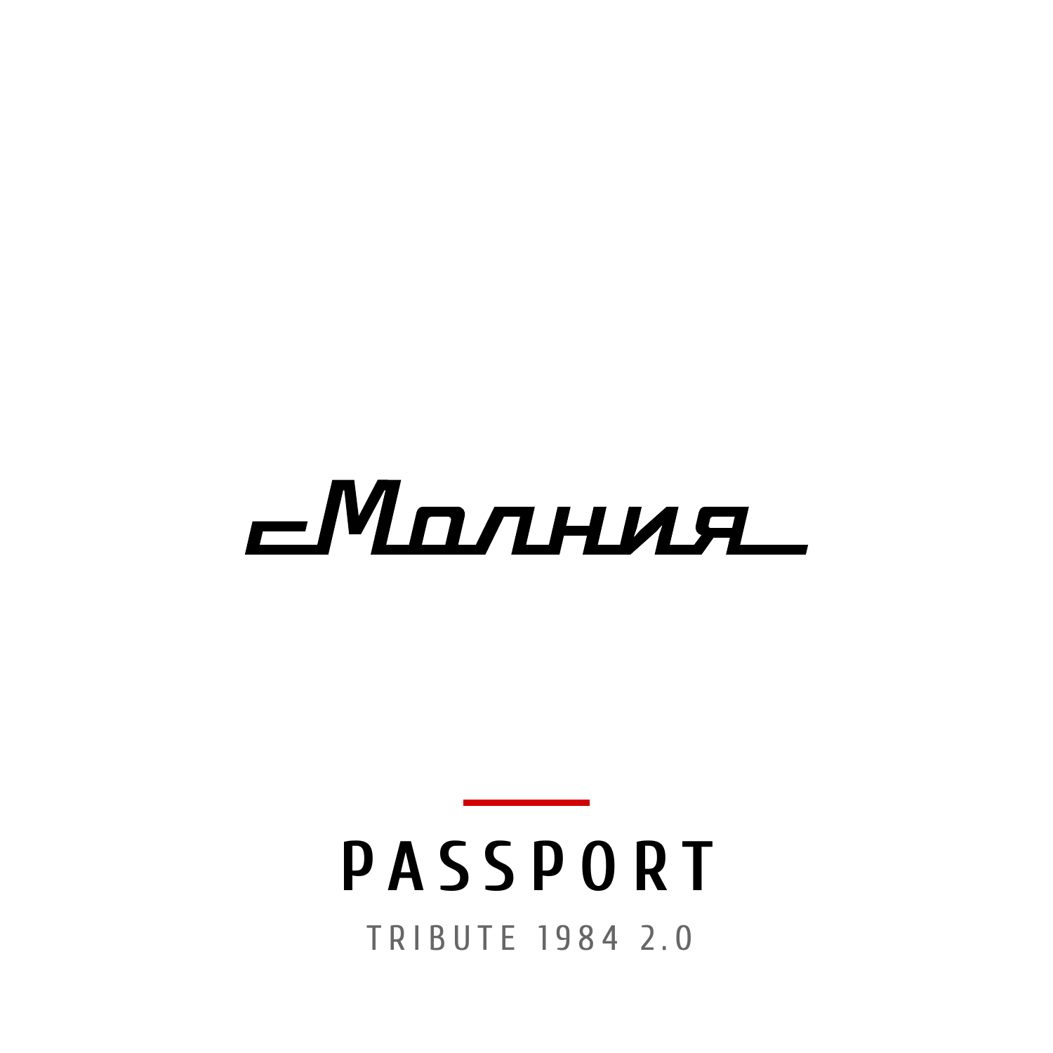# Молния

# PASSPORT

TRIBUTE 1984 2.0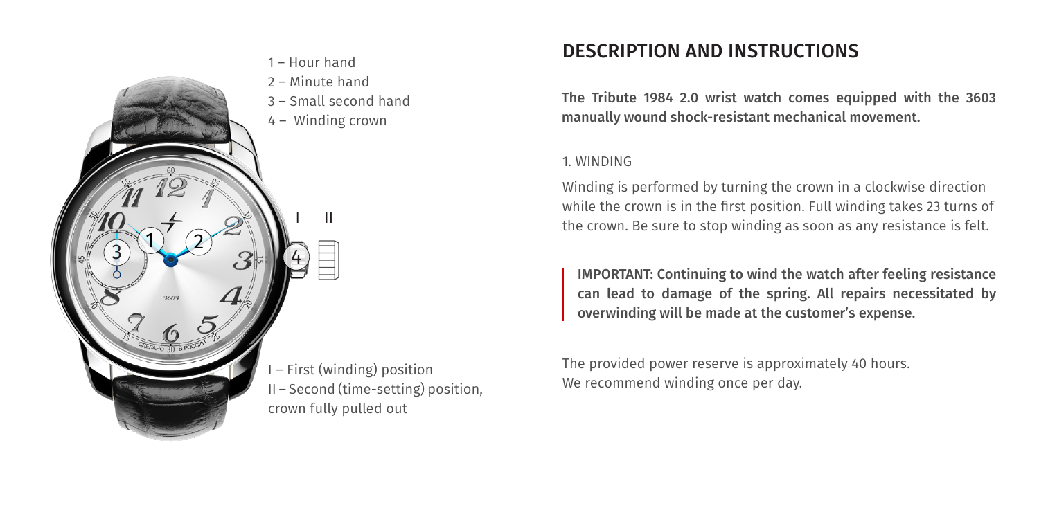1 – Hour hand
2 – Minute hand
3 – Small second hand
4 – Winding crown

I – First (winding) position
II – Second (time-setting) position, crown fully pulled out

## DESCRIPTION AND INSTRUCTIONS

**The Tribute 1984 2.0 wrist watch comes equipped with the 3603 manually wound shock-resistant mechanical movement.**

### 1. WINDING

Winding is performed by turning the crown in a clockwise direction while the crown is in the first position. Full winding takes 23 turns of the crown. Be sure to stop winding as soon as any resistance is felt.

**IMPORTANT: Continuing to wind the watch after feeling resistance can lead to damage of the spring. All repairs necessitated by overwinding will be made at the customer's expense.**

The provided power reserve is approximately 40 hours.
We recommend winding once per day.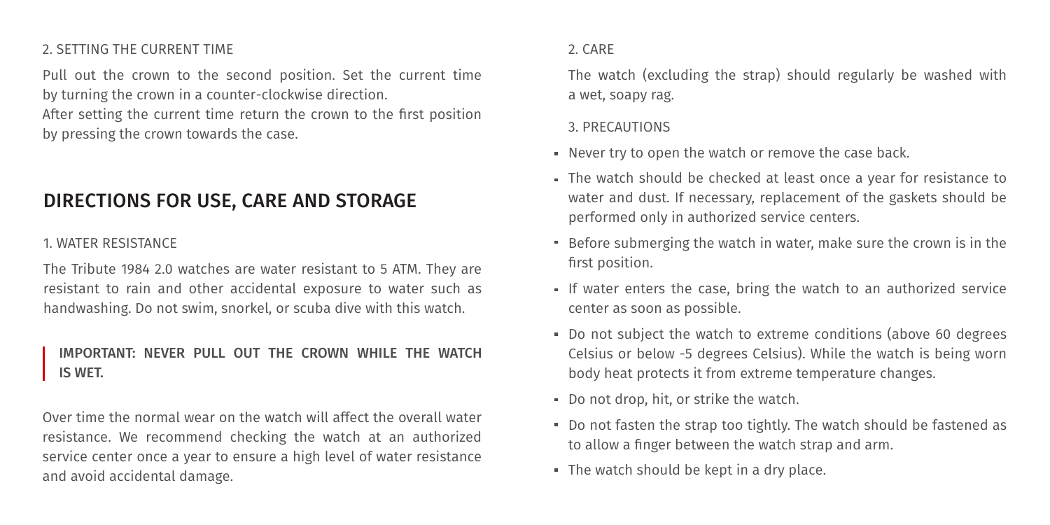### 2. SETTING THE CURRENT TIME

Pull out the crown to the second position. Set the current time by turning the crown in a counter-clockwise direction.
After setting the current time return the crown to the first position by pressing the crown towards the case.

## DIRECTIONS FOR USE, CARE AND STORAGE

### 1. WATER RESISTANCE

The Tribute 1984 2.0 watches are water resistant to 5 ATM. They are resistant to rain and other accidental exposure to water such as handwashing. Do not swim, snorkel, or scuba dive with this watch.

> **IMPORTANT: NEVER PULL OUT THE CROWN WHILE THE WATCH IS WET.**

Over time the normal wear on the watch will affect the overall water resistance. We recommend checking the watch at an authorized service center once a year to ensure a high level of water resistance and avoid accidental damage.

### 2. CARE

The watch (excluding the strap) should regularly be washed with a wet, soapy rag.

### 3. PRECAUTIONS

- Never try to open the watch or remove the case back.
- The watch should be checked at least once a year for resistance to water and dust. If necessary, replacement of the gaskets should be performed only in authorized service centers.
- Before submerging the watch in water, make sure the crown is in the first position.
- If water enters the case, bring the watch to an authorized service center as soon as possible.
- Do not subject the watch to extreme conditions (above 60 degrees Celsius or below -5 degrees Celsius). While the watch is being worn body heat protects it from extreme temperature changes.
- Do not drop, hit, or strike the watch.
- Do not fasten the strap too tightly. The watch should be fastened as to allow a finger between the watch strap and arm.
- The watch should be kept in a dry place.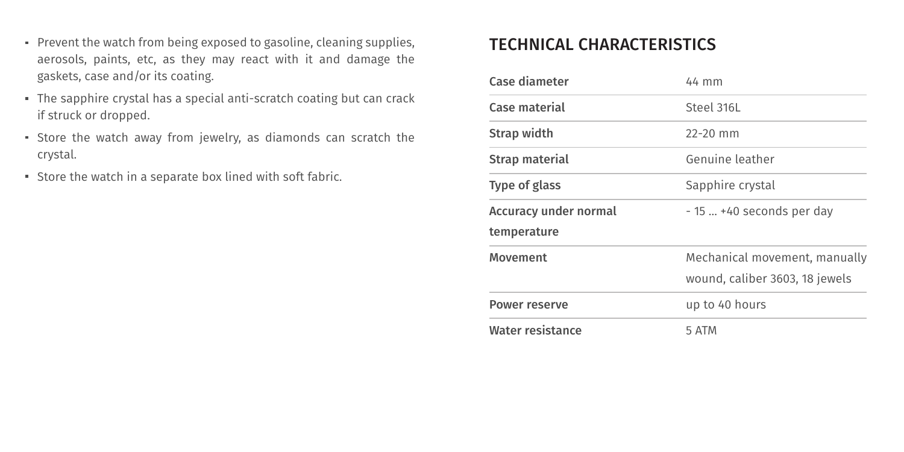- Prevent the watch from being exposed to gasoline, cleaning supplies, aerosols, paints, etc, as they may react with it and damage the gaskets, case and/or its coating.
- The sapphire crystal has a special anti-scratch coating but can crack if struck or dropped.
- Store the watch away from jewelry, as diamonds can scratch the crystal.
- Store the watch in a separate box lined with soft fabric.

## TECHNICAL CHARACTERISTICS

| | |
|---|---|
| Case diameter | 44 mm |
| Case material | Steel 316L |
| Strap width | 22-20 mm |
| Strap material | Genuine leather |
| Type of glass | Sapphire crystal |
| Accuracy under normal temperature | - 15 ... +40 seconds per day |
| Movement | Mechanical movement, manually wound, caliber 3603, 18 jewels |
| Power reserve | up to 40 hours |
| Water resistance | 5 ATM |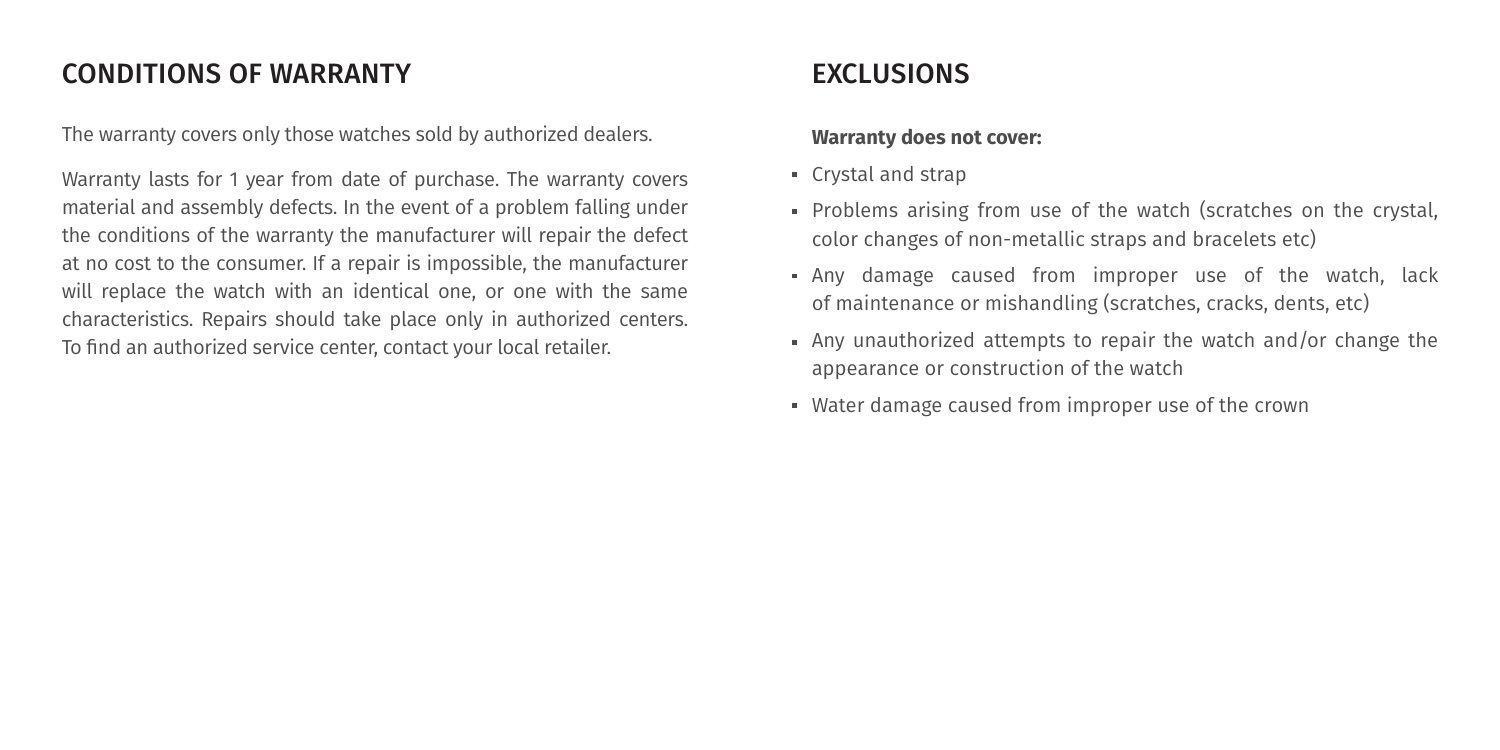## CONDITIONS OF WARRANTY

The warranty covers only those watches sold by authorized dealers.

Warranty lasts for 1 year from date of purchase. The warranty covers material and assembly defects. In the event of a problem falling under the conditions of the warranty the manufacturer will repair the defect at no cost to the consumer. If a repair is impossible, the manufacturer will replace the watch with an identical one, or one with the same characteristics. Repairs should take place only in authorized centers. To find an authorized service center, contact your local retailer.

## EXCLUSIONS

**Warranty does not cover:**

- Crystal and strap
- Problems arising from use of the watch (scratches on the crystal, color changes of non-metallic straps and bracelets etc)
- Any damage caused from improper use of the watch, lack of maintenance or mishandling (scratches, cracks, dents, etc)
- Any unauthorized attempts to repair the watch and/or change the appearance or construction of the watch
- Water damage caused from improper use of the crown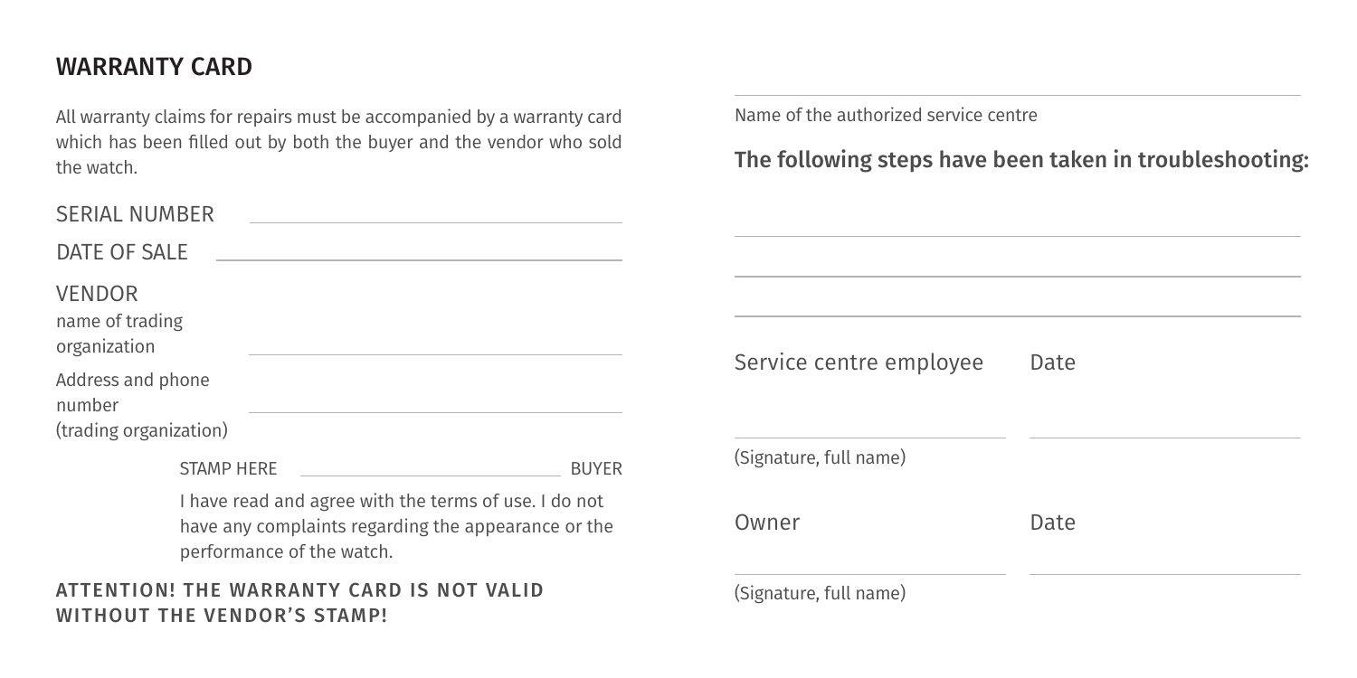## WARRANTY CARD

All warranty claims for repairs must be accompanied by a warranty card which has been filled out by both the buyer and the vendor who sold the watch.

SERIAL NUMBER ____________________

DATE OF SALE ____________________

VENDOR
name of trading organization ____________________

Address and phone number (trading organization) ____________________

STAMP HERE ____________________ BUYER

I have read and agree with the terms of use. I do not have any complaints regarding the appearance or the performance of the watch.

**ATTENTION! THE WARRANTY CARD IS NOT VALID WITHOUT THE VENDOR'S STAMP!**

____________________

Name of the authorized service centre

### The following steps have been taken in troubleshooting:

____________________

____________________

____________________

Service centre employee ____________________ Date ____________________

(Signature, full name)

Owner ____________________ Date ____________________

(Signature, full name)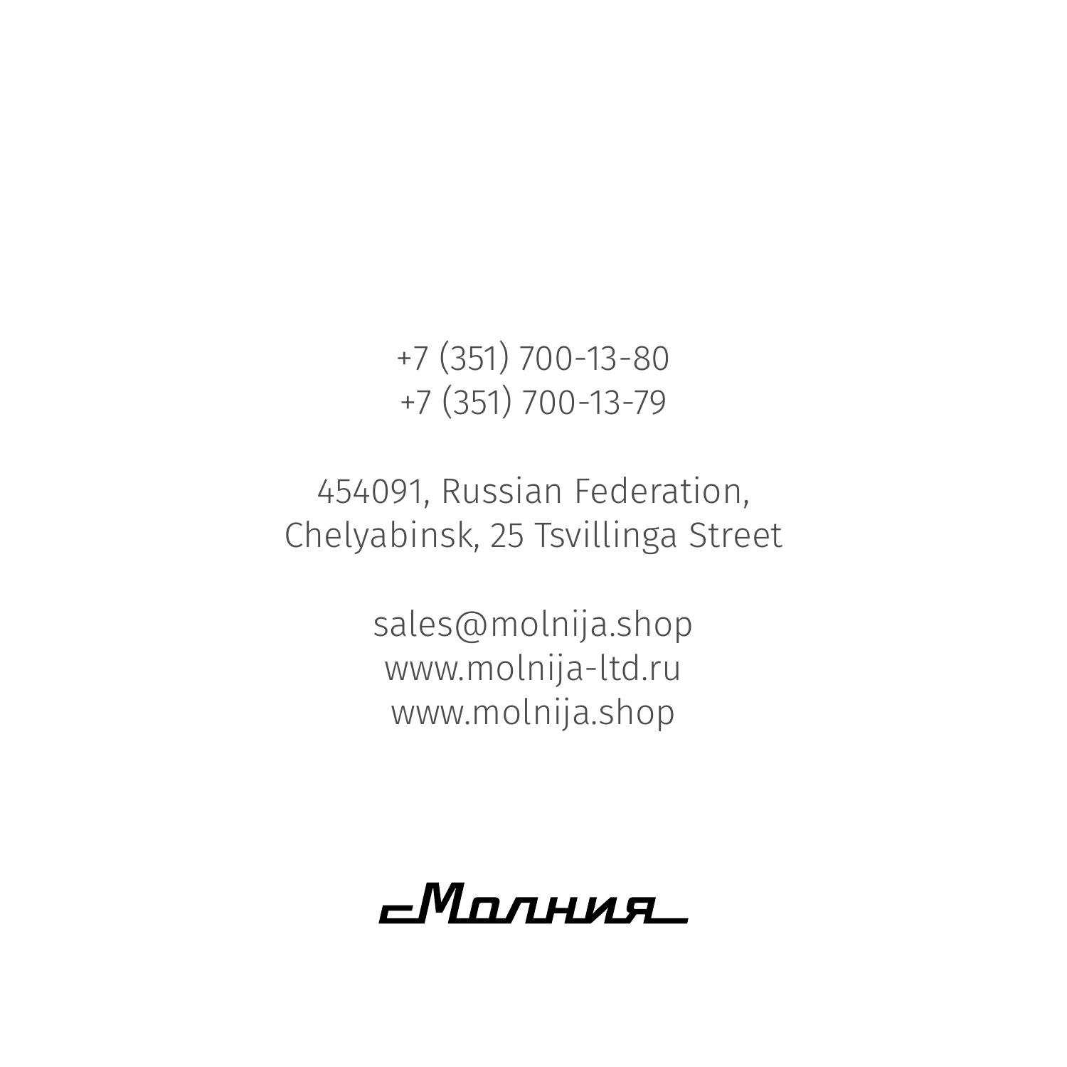+7 (351) 700-13-80
+7 (351) 700-13-79

454091, Russian Federation,
Chelyabinsk, 25 Tsvillinga Street

sales@molnija.shop
www.molnija-ltd.ru
www.molnija.shop

Молния